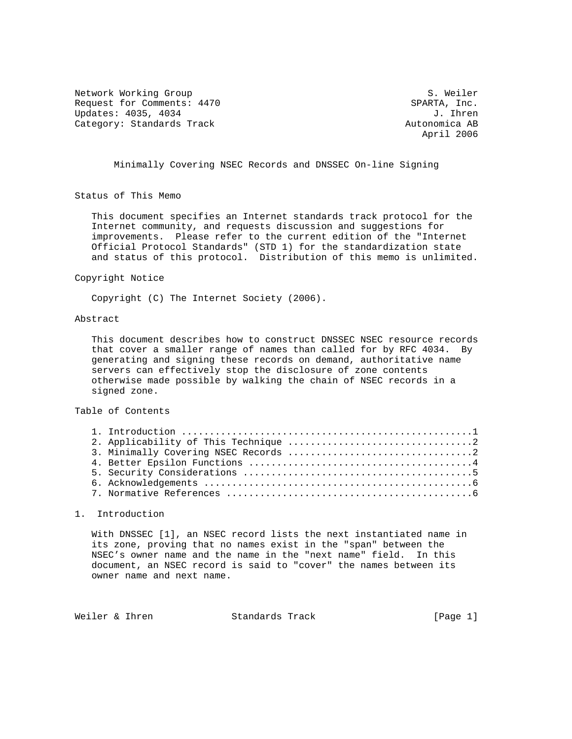Network Working Group S. Weiler
Request for Comments: 4470 SPARTA, Inc.
Updates: 4035, 4034 J. Ihren
Category: Standards Track Autonomica AB
April 2006

# Minimally Covering NSEC Records and DNSSEC On-line Signing

## Status of This Memo

This document specifies an Internet standards track protocol for the Internet community, and requests discussion and suggestions for improvements. Please refer to the current edition of the "Internet Official Protocol Standards" (STD 1) for the standardization state and status of this protocol. Distribution of this memo is unlimited.

## Copyright Notice

Copyright (C) The Internet Society (2006).

## Abstract

This document describes how to construct DNSSEC NSEC resource records that cover a smaller range of names than called for by RFC 4034. By generating and signing these records on demand, authoritative name servers can effectively stop the disclosure of zone contents otherwise made possible by walking the chain of NSEC records in a signed zone.

## Table of Contents

1. Introduction ....................................................1
2. Applicability of This Technique ................................2
3. Minimally Covering NSEC Records ................................2
4. Better Epsilon Functions .......................................4
5. Security Considerations ........................................5
6. Acknowledgements ...............................................6
7. Normative References ...........................................6

## 1. Introduction

With DNSSEC [1], an NSEC record lists the next instantiated name in its zone, proving that no names exist in the "span" between the NSEC's owner name and the name in the "next name" field. In this document, an NSEC record is said to "cover" the names between its owner name and next name.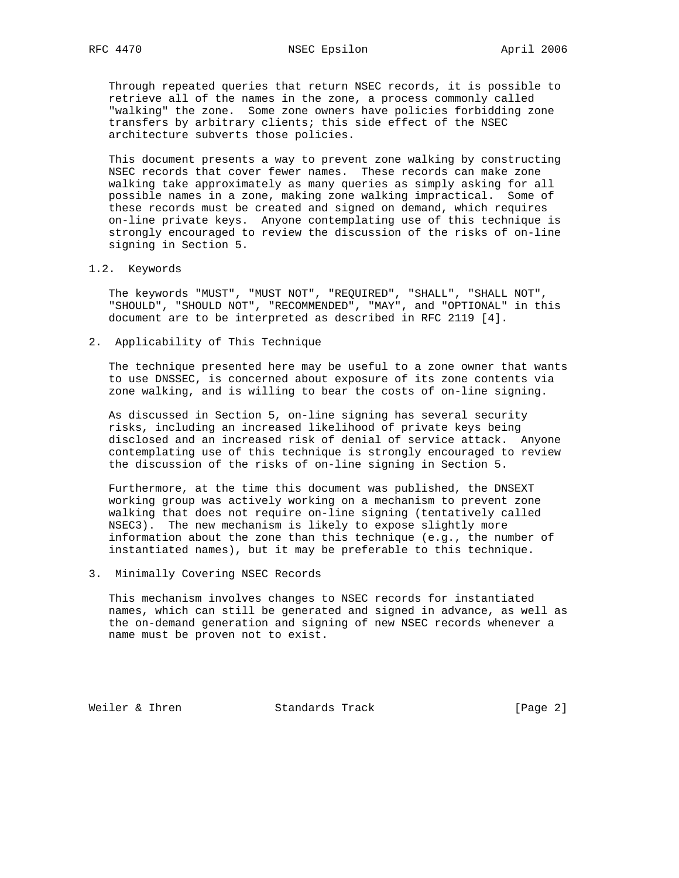Through repeated queries that return NSEC records, it is possible to retrieve all of the names in the zone, a process commonly called "walking" the zone. Some zone owners have policies forbidding zone transfers by arbitrary clients; this side effect of the NSEC architecture subverts those policies.

This document presents a way to prevent zone walking by constructing NSEC records that cover fewer names. These records can make zone walking take approximately as many queries as simply asking for all possible names in a zone, making zone walking impractical. Some of these records must be created and signed on demand, which requires on-line private keys. Anyone contemplating use of this technique is strongly encouraged to review the discussion of the risks of on-line signing in Section 5.

### 1.2. Keywords

The keywords "MUST", "MUST NOT", "REQUIRED", "SHALL", "SHALL NOT", "SHOULD", "SHOULD NOT", "RECOMMENDED", "MAY", and "OPTIONAL" in this document are to be interpreted as described in RFC 2119 [4].

## 2. Applicability of This Technique

The technique presented here may be useful to a zone owner that wants to use DNSSEC, is concerned about exposure of its zone contents via zone walking, and is willing to bear the costs of on-line signing.

As discussed in Section 5, on-line signing has several security risks, including an increased likelihood of private keys being disclosed and an increased risk of denial of service attack. Anyone contemplating use of this technique is strongly encouraged to review the discussion of the risks of on-line signing in Section 5.

Furthermore, at the time this document was published, the DNSEXT working group was actively working on a mechanism to prevent zone walking that does not require on-line signing (tentatively called NSEC3). The new mechanism is likely to expose slightly more information about the zone than this technique (e.g., the number of instantiated names), but it may be preferable to this technique.

## 3. Minimally Covering NSEC Records

This mechanism involves changes to NSEC records for instantiated names, which can still be generated and signed in advance, as well as the on-demand generation and signing of new NSEC records whenever a name must be proven not to exist.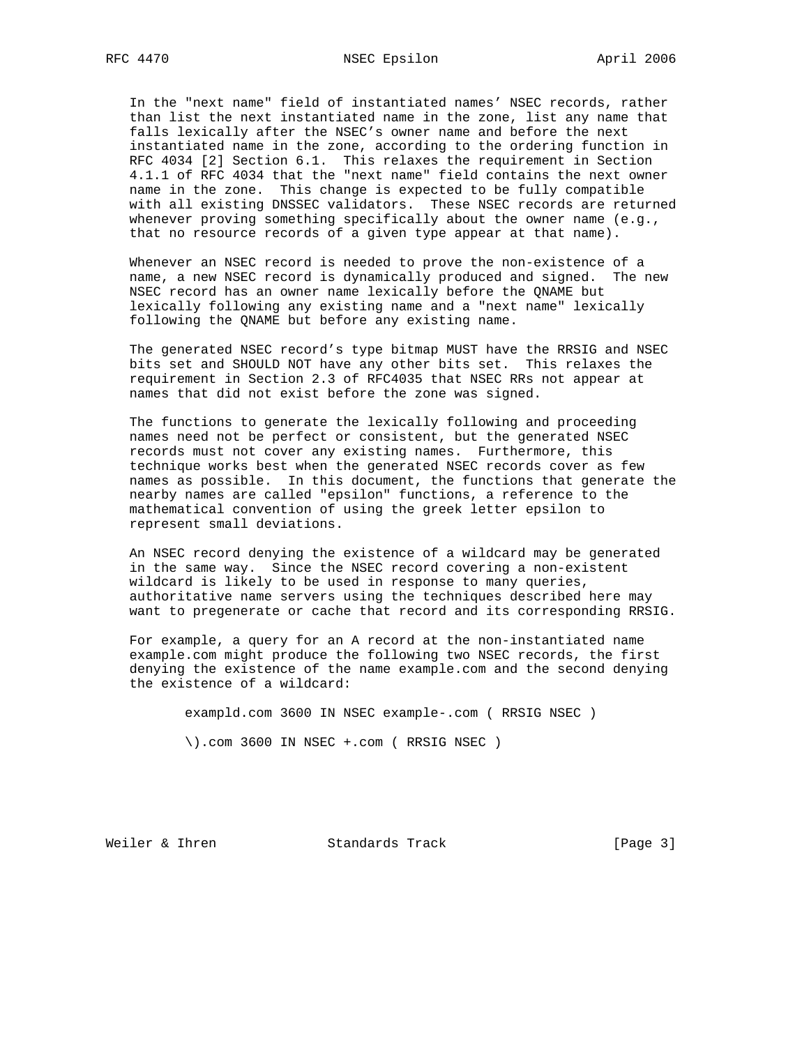In the "next name" field of instantiated names' NSEC records, rather than list the next instantiated name in the zone, list any name that falls lexically after the NSEC's owner name and before the next instantiated name in the zone, according to the ordering function in RFC 4034 [2] Section 6.1. This relaxes the requirement in Section 4.1.1 of RFC 4034 that the "next name" field contains the next owner name in the zone. This change is expected to be fully compatible with all existing DNSSEC validators. These NSEC records are returned whenever proving something specifically about the owner name (e.g., that no resource records of a given type appear at that name).

Whenever an NSEC record is needed to prove the non-existence of a name, a new NSEC record is dynamically produced and signed. The new NSEC record has an owner name lexically before the QNAME but lexically following any existing name and a "next name" lexically following the QNAME but before any existing name.

The generated NSEC record's type bitmap MUST have the RRSIG and NSEC bits set and SHOULD NOT have any other bits set. This relaxes the requirement in Section 2.3 of RFC4035 that NSEC RRs not appear at names that did not exist before the zone was signed.

The functions to generate the lexically following and proceeding names need not be perfect or consistent, but the generated NSEC records must not cover any existing names. Furthermore, this technique works best when the generated NSEC records cover as few names as possible. In this document, the functions that generate the nearby names are called "epsilon" functions, a reference to the mathematical convention of using the greek letter epsilon to represent small deviations.

An NSEC record denying the existence of a wildcard may be generated in the same way. Since the NSEC record covering a non-existent wildcard is likely to be used in response to many queries, authoritative name servers using the techniques described here may want to pregenerate or cache that record and its corresponding RRSIG.

For example, a query for an A record at the non-instantiated name example.com might produce the following two NSEC records, the first denying the existence of the name example.com and the second denying the existence of a wildcard:

```
exampld.com 3600 IN NSEC example-.com ( RRSIG NSEC )

\).com 3600 IN NSEC +.com ( RRSIG NSEC )
```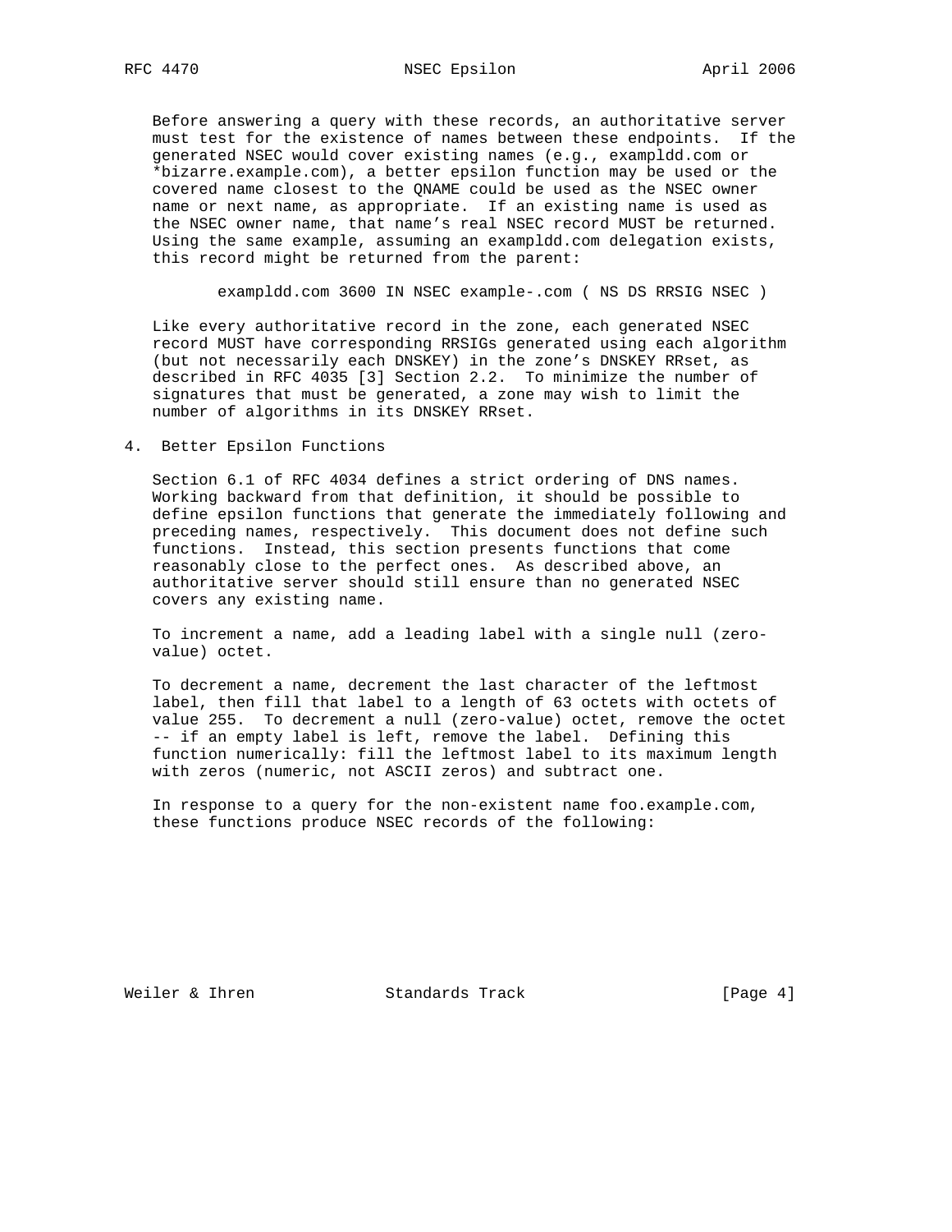Before answering a query with these records, an authoritative server must test for the existence of names between these endpoints. If the generated NSEC would cover existing names (e.g., exampldd.com or *bizarre.example.com), a better epsilon function may be used or the covered name closest to the QNAME could be used as the NSEC owner name or next name, as appropriate. If an existing name is used as the NSEC owner name, that name's real NSEC record MUST be returned. Using the same example, assuming an exampldd.com delegation exists, this record might be returned from the parent:

```
exampldd.com 3600 IN NSEC example-.com ( NS DS RRSIG NSEC )
```

Like every authoritative record in the zone, each generated NSEC record MUST have corresponding RRSIGs generated using each algorithm (but not necessarily each DNSKEY) in the zone's DNSKEY RRset, as described in RFC 4035 [3] Section 2.2. To minimize the number of signatures that must be generated, a zone may wish to limit the number of algorithms in its DNSKEY RRset.

## 4. Better Epsilon Functions

Section 6.1 of RFC 4034 defines a strict ordering of DNS names. Working backward from that definition, it should be possible to define epsilon functions that generate the immediately following and preceding names, respectively. This document does not define such functions. Instead, this section presents functions that come reasonably close to the perfect ones. As described above, an authoritative server should still ensure than no generated NSEC covers any existing name.

To increment a name, add a leading label with a single null (zero-value) octet.

To decrement a name, decrement the last character of the leftmost label, then fill that label to a length of 63 octets with octets of value 255. To decrement a null (zero-value) octet, remove the octet -- if an empty label is left, remove the label. Defining this function numerically: fill the leftmost label to its maximum length with zeros (numeric, not ASCII zeros) and subtract one.

In response to a query for the non-existent name foo.example.com, these functions produce NSEC records of the following: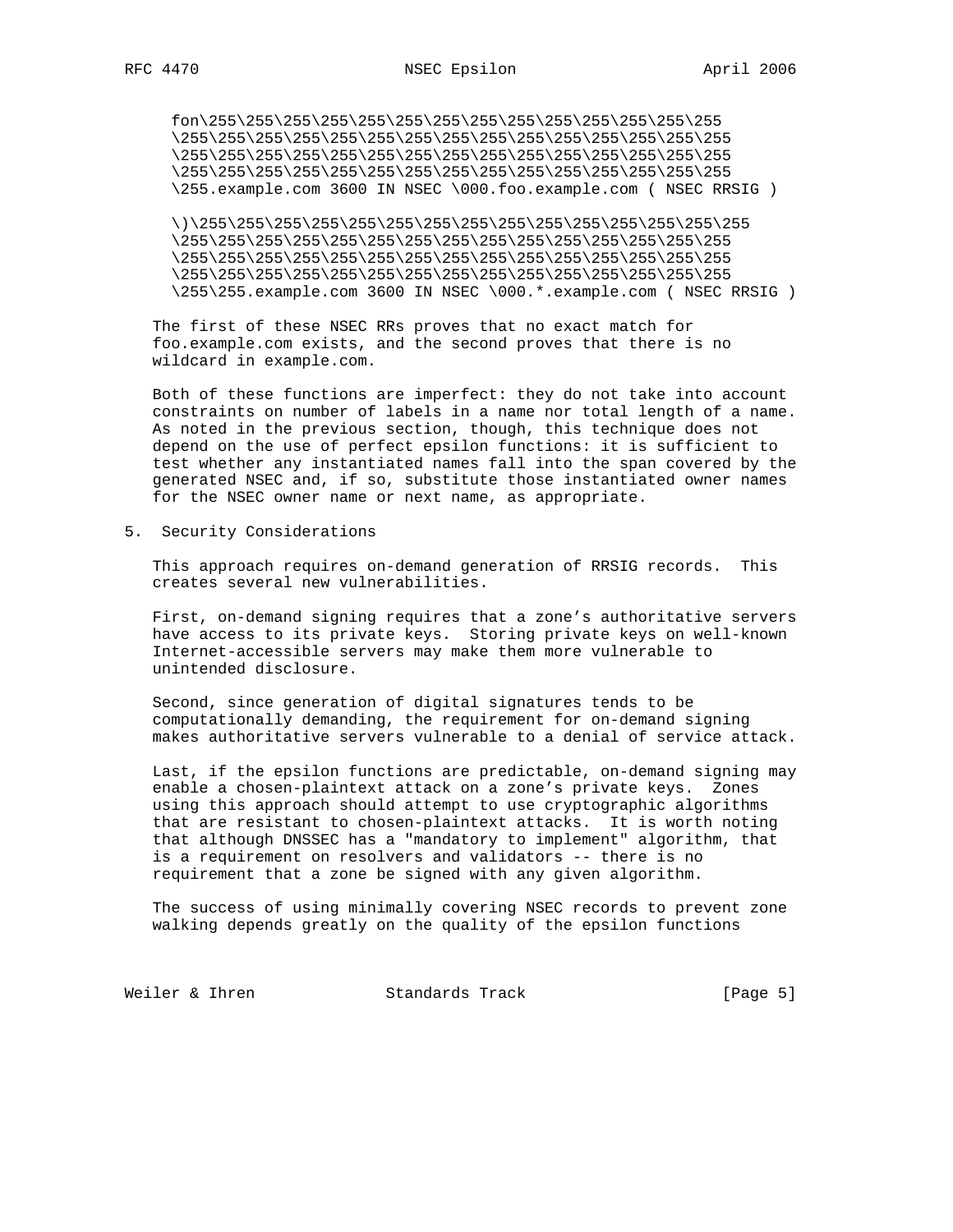```
fon\255\255\255\255\255\255\255\255\255\255\255\255\255\255
\255\255\255\255\255\255\255\255\255\255\255\255\255\255\255
\255\255\255\255\255\255\255\255\255\255\255\255\255\255\255
\255\255\255\255\255\255\255\255\255\255\255\255\255\255\255
\255.example.com 3600 IN NSEC \000.foo.example.com ( NSEC RRSIG )

\)\255\255\255\255\255\255\255\255\255\255\255\255\255\255\255
\255\255\255\255\255\255\255\255\255\255\255\255\255\255\255
\255\255\255\255\255\255\255\255\255\255\255\255\255\255\255
\255\255\255\255\255\255\255\255\255\255\255\255\255\255\255
\255\255.example.com 3600 IN NSEC \000.*.example.com ( NSEC RRSIG )
```

The first of these NSEC RRs proves that no exact match for foo.example.com exists, and the second proves that there is no wildcard in example.com.

Both of these functions are imperfect: they do not take into account constraints on number of labels in a name nor total length of a name. As noted in the previous section, though, this technique does not depend on the use of perfect epsilon functions: it is sufficient to test whether any instantiated names fall into the span covered by the generated NSEC and, if so, substitute those instantiated owner names for the NSEC owner name or next name, as appropriate.

## 5. Security Considerations

This approach requires on-demand generation of RRSIG records. This creates several new vulnerabilities.

First, on-demand signing requires that a zone's authoritative servers have access to its private keys. Storing private keys on well-known Internet-accessible servers may make them more vulnerable to unintended disclosure.

Second, since generation of digital signatures tends to be computationally demanding, the requirement for on-demand signing makes authoritative servers vulnerable to a denial of service attack.

Last, if the epsilon functions are predictable, on-demand signing may enable a chosen-plaintext attack on a zone's private keys. Zones using this approach should attempt to use cryptographic algorithms that are resistant to chosen-plaintext attacks. It is worth noting that although DNSSEC has a "mandatory to implement" algorithm, that is a requirement on resolvers and validators -- there is no requirement that a zone be signed with any given algorithm.

The success of using minimally covering NSEC records to prevent zone walking depends greatly on the quality of the epsilon functions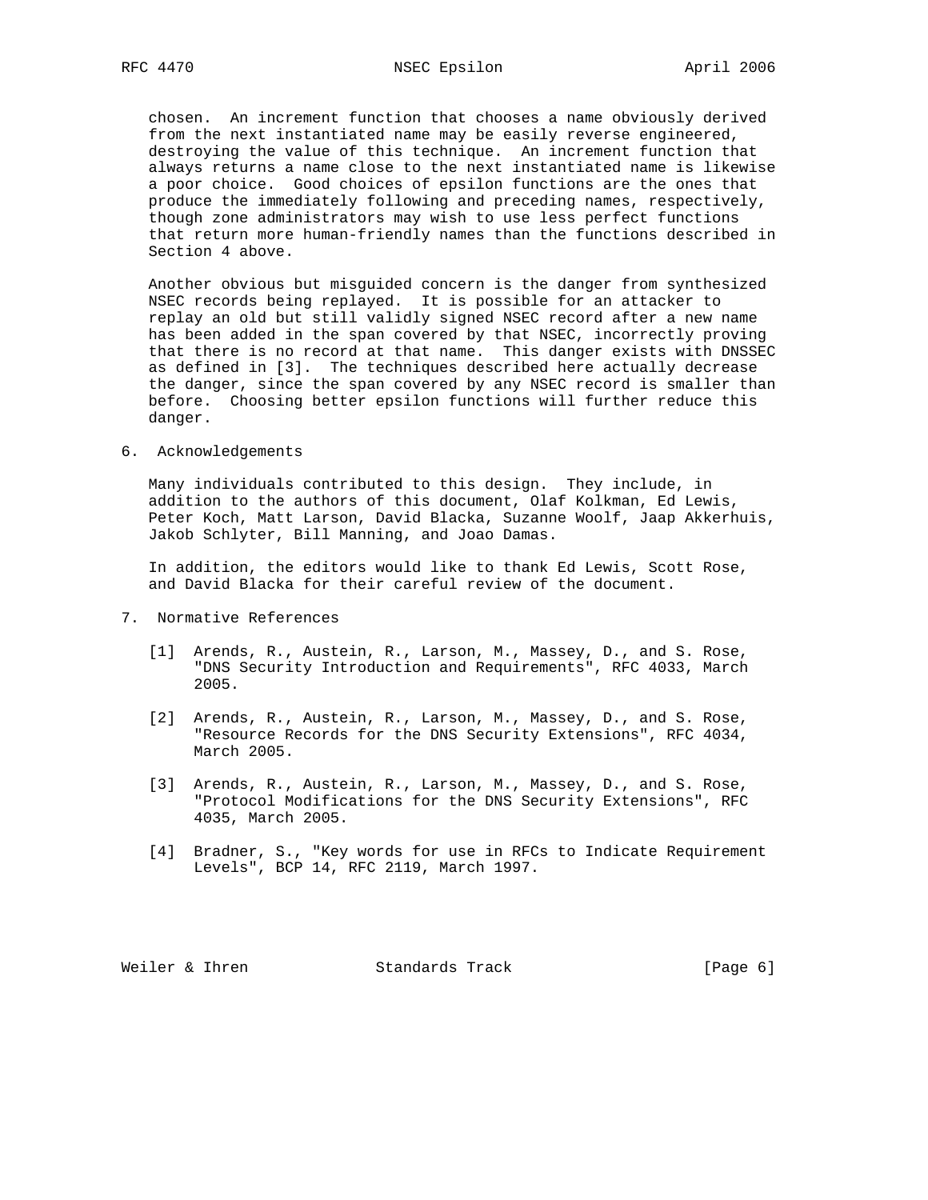chosen. An increment function that chooses a name obviously derived from the next instantiated name may be easily reverse engineered, destroying the value of this technique. An increment function that always returns a name close to the next instantiated name is likewise a poor choice. Good choices of epsilon functions are the ones that produce the immediately following and preceding names, respectively, though zone administrators may wish to use less perfect functions that return more human-friendly names than the functions described in Section 4 above.

Another obvious but misguided concern is the danger from synthesized NSEC records being replayed. It is possible for an attacker to replay an old but still validly signed NSEC record after a new name has been added in the span covered by that NSEC, incorrectly proving that there is no record at that name. This danger exists with DNSSEC as defined in [3]. The techniques described here actually decrease the danger, since the span covered by any NSEC record is smaller than before. Choosing better epsilon functions will further reduce this danger.

## 6. Acknowledgements

Many individuals contributed to this design. They include, in addition to the authors of this document, Olaf Kolkman, Ed Lewis, Peter Koch, Matt Larson, David Blacka, Suzanne Woolf, Jaap Akkerhuis, Jakob Schlyter, Bill Manning, and Joao Damas.

In addition, the editors would like to thank Ed Lewis, Scott Rose, and David Blacka for their careful review of the document.

## 7. Normative References

[1] Arends, R., Austein, R., Larson, M., Massey, D., and S. Rose, "DNS Security Introduction and Requirements", RFC 4033, March 2005.

[2] Arends, R., Austein, R., Larson, M., Massey, D., and S. Rose, "Resource Records for the DNS Security Extensions", RFC 4034, March 2005.

[3] Arends, R., Austein, R., Larson, M., Massey, D., and S. Rose, "Protocol Modifications for the DNS Security Extensions", RFC 4035, March 2005.

[4] Bradner, S., "Key words for use in RFCs to Indicate Requirement Levels", BCP 14, RFC 2119, March 1997.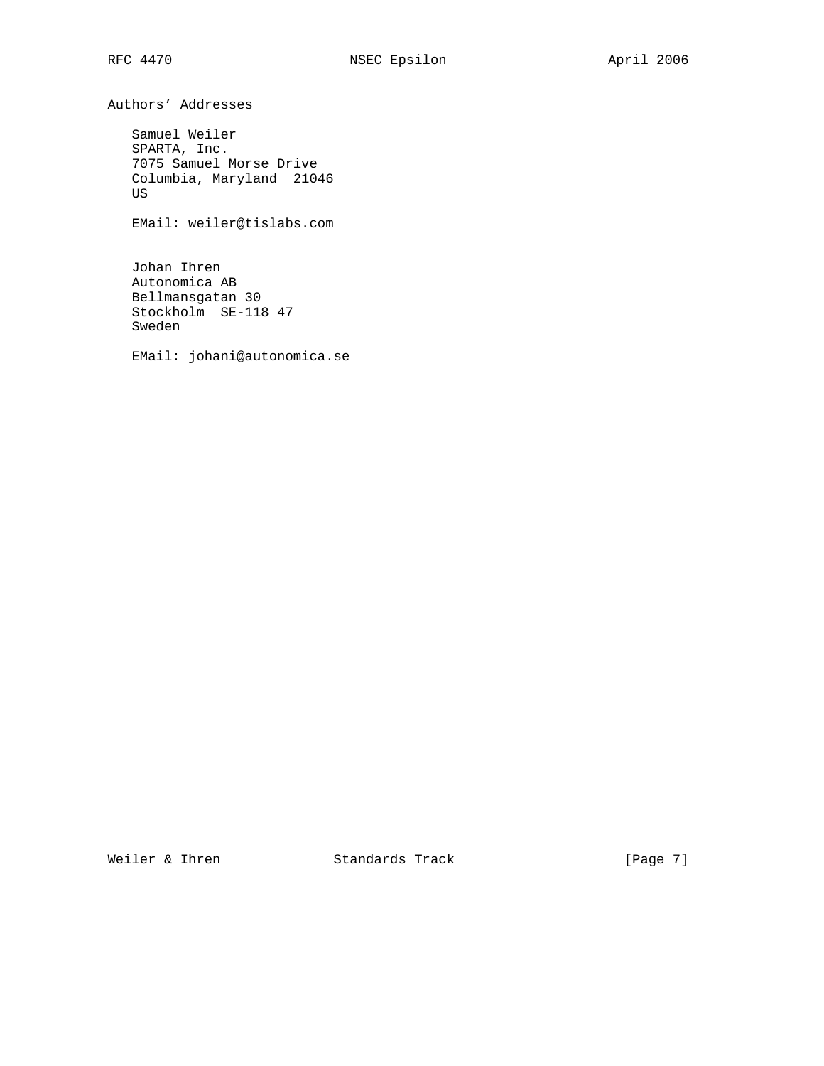## Authors' Addresses

Samuel Weiler
SPARTA, Inc.
7075 Samuel Morse Drive
Columbia, Maryland  21046
US

EMail: weiler@tislabs.com

Johan Ihren
Autonomica AB
Bellmansgatan 30
Stockholm  SE-118 47
Sweden

EMail: johani@autonomica.se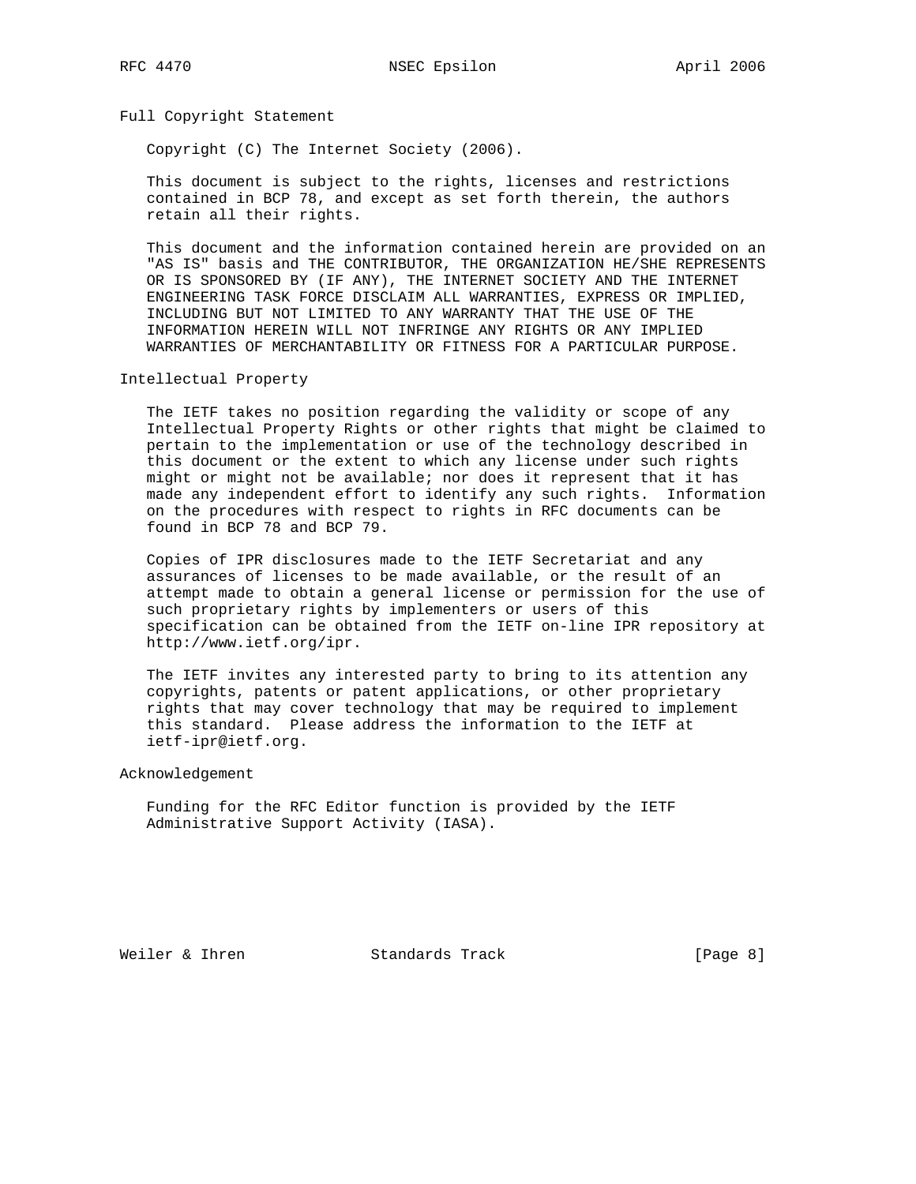## Full Copyright Statement

Copyright (C) The Internet Society (2006).

This document is subject to the rights, licenses and restrictions contained in BCP 78, and except as set forth therein, the authors retain all their rights.

This document and the information contained herein are provided on an "AS IS" basis and THE CONTRIBUTOR, THE ORGANIZATION HE/SHE REPRESENTS OR IS SPONSORED BY (IF ANY), THE INTERNET SOCIETY AND THE INTERNET ENGINEERING TASK FORCE DISCLAIM ALL WARRANTIES, EXPRESS OR IMPLIED, INCLUDING BUT NOT LIMITED TO ANY WARRANTY THAT THE USE OF THE INFORMATION HEREIN WILL NOT INFRINGE ANY RIGHTS OR ANY IMPLIED WARRANTIES OF MERCHANTABILITY OR FITNESS FOR A PARTICULAR PURPOSE.

## Intellectual Property

The IETF takes no position regarding the validity or scope of any Intellectual Property Rights or other rights that might be claimed to pertain to the implementation or use of the technology described in this document or the extent to which any license under such rights might or might not be available; nor does it represent that it has made any independent effort to identify any such rights. Information on the procedures with respect to rights in RFC documents can be found in BCP 78 and BCP 79.

Copies of IPR disclosures made to the IETF Secretariat and any assurances of licenses to be made available, or the result of an attempt made to obtain a general license or permission for the use of such proprietary rights by implementers or users of this specification can be obtained from the IETF on-line IPR repository at http://www.ietf.org/ipr.

The IETF invites any interested party to bring to its attention any copyrights, patents or patent applications, or other proprietary rights that may cover technology that may be required to implement this standard. Please address the information to the IETF at ietf-ipr@ietf.org.

## Acknowledgement

Funding for the RFC Editor function is provided by the IETF Administrative Support Activity (IASA).